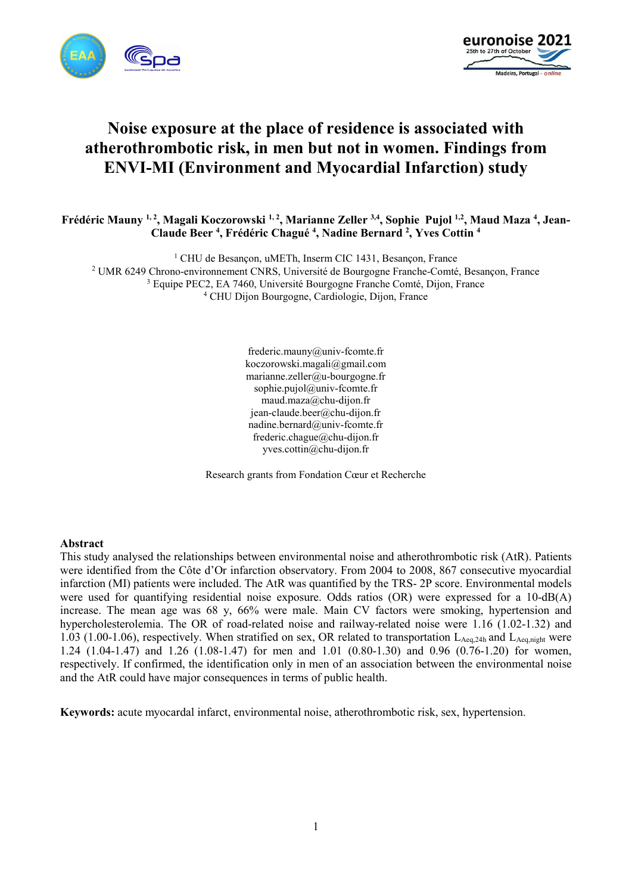# Noise exposure at the place of residence is associated with atherothrombotic risk, in men but not in women. Findings from ENVI-MI (Environment and Myocardial Infarction) study

**Frédéric Mauny [1,2], Magali Koczorowski [1,2], Marianne Zeller [3,4], Sophie Pujol [1,2], Maud Maza [4], Jean-Claude Beer [4], Frédéric Chagué [4], Nadine Bernard [2], Yves Cottin [4]**

[1] CHU de Besançon, uMETh, Inserm CIC 1431, Besançon, France
[2] UMR 6249 Chrono-environnement CNRS, Université de Bourgogne Franche-Comté, Besançon, France
[3] Equipe PEC2, EA 7460, Université Bourgogne Franche Comté, Dijon, France
[4] CHU Dijon Bourgogne, Cardiologie, Dijon, France

frederic.mauny@univ-fcomte.fr
koczorowski.magali@gmail.com
marianne.zeller@u-bourgogne.fr
sophie.pujol@univ-fcomte.fr
maud.maza@chu-dijon.fr
jean-claude.beer@chu-dijon.fr
nadine.bernard@univ-fcomte.fr
frederic.chague@chu-dijon.fr
yves.cottin@chu-dijon.fr

Research grants from Fondation Cœur et Recherche

## Abstract

This study analysed the relationships between environmental noise and atherothrombotic risk (AtR). Patients were identified from the Côte d'Or infarction observatory. From 2004 to 2008, 867 consecutive myocardial infarction (MI) patients were included. The AtR was quantified by the TRS- 2P score. Environmental models were used for quantifying residential noise exposure. Odds ratios (OR) were expressed for a 10-dB(A) increase. The mean age was 68 y, 66% were male. Main CV factors were smoking, hypertension and hypercholesterolemia. The OR of road-related noise and railway-related noise were 1.16 (1.02-1.32) and 1.03 (1.00-1.06), respectively. When stratified on sex, OR related to transportation $L_{Aeq,24h}$ and $L_{Aeq,night}$ were 1.24 (1.04-1.47) and 1.26 (1.08-1.47) for men and 1.01 (0.80-1.30) and 0.96 (0.76-1.20) for women, respectively. If confirmed, the identification only in men of an association between the environmental noise and the AtR could have major consequences in terms of public health.

**Keywords:** acute myocardial infarct, environmental noise, atherothrombotic risk, sex, hypertension.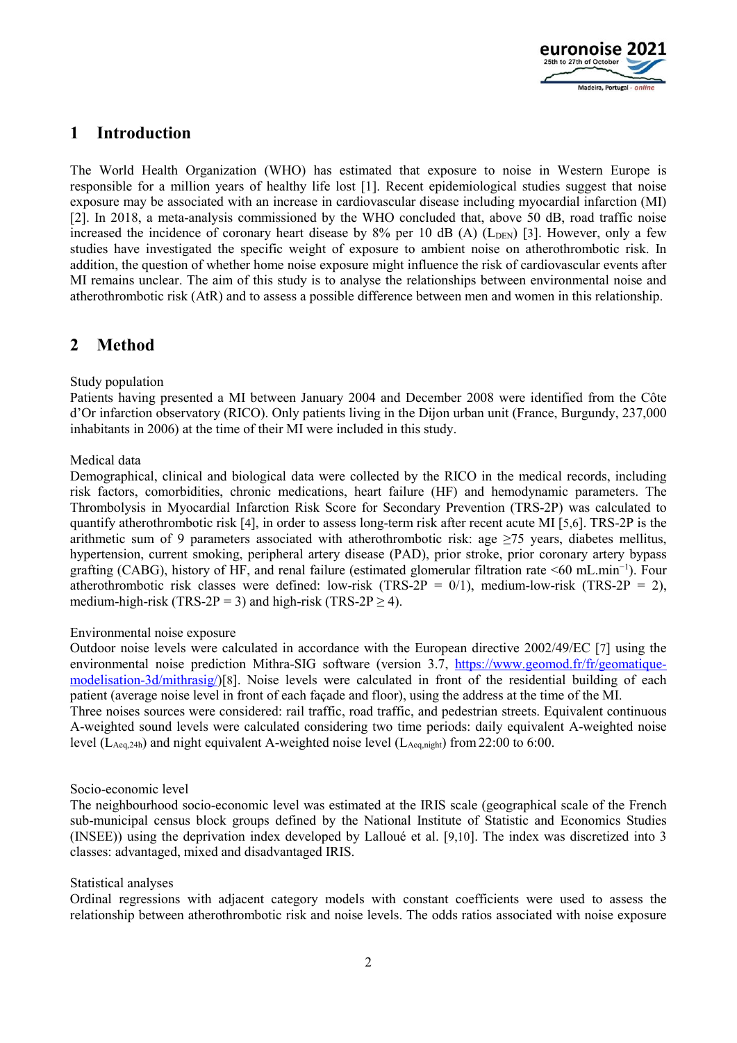## 1 Introduction

The World Health Organization (WHO) has estimated that exposure to noise in Western Europe is responsible for a million years of healthy life lost [1]. Recent epidemiological studies suggest that noise exposure may be associated with an increase in cardiovascular disease including myocardial infarction (MI) [2]. In 2018, a meta-analysis commissioned by the WHO concluded that, above 50 dB, road traffic noise increased the incidence of coronary heart disease by 8% per 10 dB (A) ($L_{DEN}$) [3]. However, only a few studies have investigated the specific weight of exposure to ambient noise on atherothrombotic risk. In addition, the question of whether home noise exposure might influence the risk of cardiovascular events after MI remains unclear. The aim of this study is to analyse the relationships between environmental noise and atherothrombotic risk (AtR) and to assess a possible difference between men and women in this relationship.

## 2 Method

Study population

Patients having presented a MI between January 2004 and December 2008 were identified from the Côte d'Or infarction observatory (RICO). Only patients living in the Dijon urban unit (France, Burgundy, 237,000 inhabitants in 2006) at the time of their MI were included in this study.

Medical data

Demographical, clinical and biological data were collected by the RICO in the medical records, including risk factors, comorbidities, chronic medications, heart failure (HF) and hemodynamic parameters. The Thrombolysis in Myocardial Infarction Risk Score for Secondary Prevention (TRS-2P) was calculated to quantify atherothrombotic risk [4], in order to assess long-term risk after recent acute MI [5,6]. TRS-2P is the arithmetic sum of 9 parameters associated with atherothrombotic risk: age ≥75 years, diabetes mellitus, hypertension, current smoking, peripheral artery disease (PAD), prior stroke, prior coronary artery bypass grafting (CABG), history of HF, and renal failure (estimated glomerular filtration rate <60 $mL.min^{-1}$). Four atherothrombotic risk classes were defined: low-risk (TRS-2P = 0/1), medium-low-risk (TRS-2P = 2), medium-high-risk (TRS-2P = 3) and high-risk (TRS-2P ≥ 4).

Environmental noise exposure

Outdoor noise levels were calculated in accordance with the European directive 2002/49/EC [7] using the environmental noise prediction Mithra-SIG software (version 3.7, https://www.geomod.fr/fr/geomatique-modelisation-3d/mithrasig/)[8]. Noise levels were calculated in front of the residential building of each patient (average noise level in front of each façade and floor), using the address at the time of the MI.
Three noises sources were considered: rail traffic, road traffic, and pedestrian streets. Equivalent continuous A-weighted sound levels were calculated considering two time periods: daily equivalent A-weighted noise level ($L_{Aeq,24h}$) and night equivalent A-weighted noise level ($L_{Aeq,night}$) from 22:00 to 6:00.

Socio-economic level

The neighbourhood socio-economic level was estimated at the IRIS scale (geographical scale of the French sub-municipal census block groups defined by the National Institute of Statistic and Economics Studies (INSEE)) using the deprivation index developed by Lalloué et al. [9,10]. The index was discretized into 3 classes: advantaged, mixed and disadvantaged IRIS.

Statistical analyses

Ordinal regressions with adjacent category models with constant coefficients were used to assess the relationship between atherothrombotic risk and noise levels. The odds ratios associated with noise exposure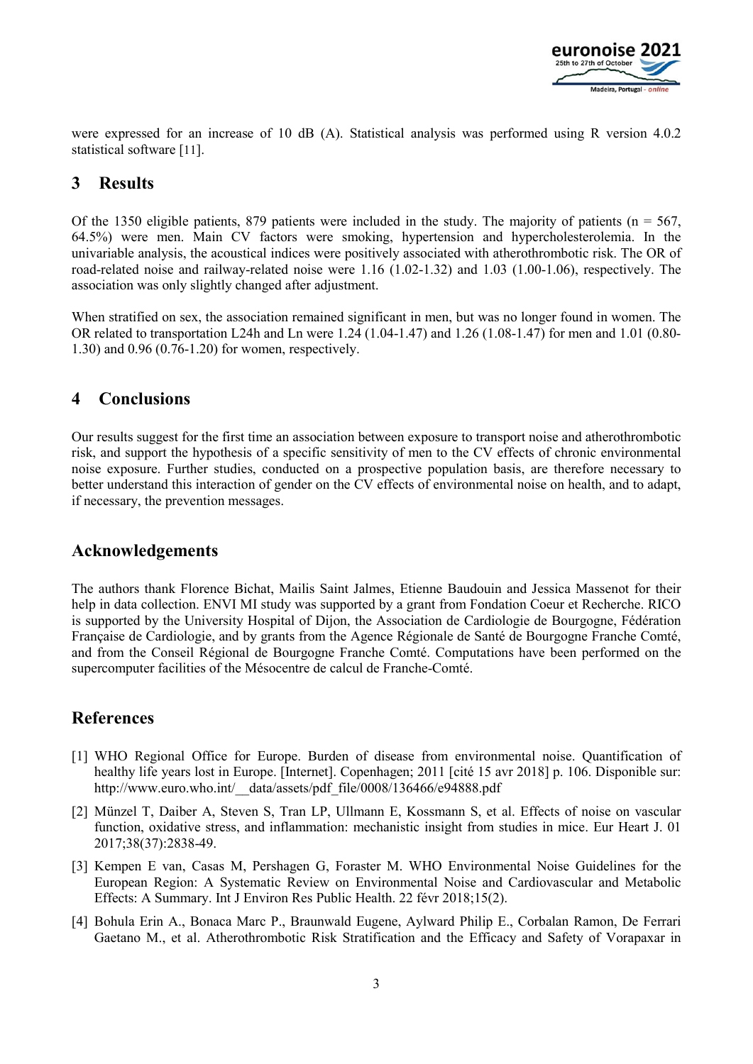were expressed for an increase of 10 dB (A). Statistical analysis was performed using R version 4.0.2 statistical software [11].

## 3 Results

Of the 1350 eligible patients, 879 patients were included in the study. The majority of patients (n = 567, 64.5%) were men. Main CV factors were smoking, hypertension and hypercholesterolemia. In the univariable analysis, the acoustical indices were positively associated with atherothrombotic risk. The OR of road-related noise and railway-related noise were 1.16 (1.02-1.32) and 1.03 (1.00-1.06), respectively. The association was only slightly changed after adjustment.

When stratified on sex, the association remained significant in men, but was no longer found in women. The OR related to transportation L24h and Ln were 1.24 (1.04-1.47) and 1.26 (1.08-1.47) for men and 1.01 (0.80-1.30) and 0.96 (0.76-1.20) for women, respectively.

## 4 Conclusions

Our results suggest for the first time an association between exposure to transport noise and atherothrombotic risk, and support the hypothesis of a specific sensitivity of men to the CV effects of chronic environmental noise exposure. Further studies, conducted on a prospective population basis, are therefore necessary to better understand this interaction of gender on the CV effects of environmental noise on health, and to adapt, if necessary, the prevention messages.

## Acknowledgements

The authors thank Florence Bichat, Mailis Saint Jalmes, Etienne Baudouin and Jessica Massenot for their help in data collection. ENVI MI study was supported by a grant from Fondation Coeur et Recherche. RICO is supported by the University Hospital of Dijon, the Association de Cardiologie de Bourgogne, Fédération Française de Cardiologie, and by grants from the Agence Régionale de Santé de Bourgogne Franche Comté, and from the Conseil Régional de Bourgogne Franche Comté. Computations have been performed on the supercomputer facilities of the Mésocentre de calcul de Franche-Comté.

## References

[1] WHO Regional Office for Europe. Burden of disease from environmental noise. Quantification of healthy life years lost in Europe. [Internet]. Copenhagen; 2011 [cité 15 avr 2018] p. 106. Disponible sur: http://www.euro.who.int/__data/assets/pdf_file/0008/136466/e94888.pdf

[2] Münzel T, Daiber A, Steven S, Tran LP, Ullmann E, Kossmann S, et al. Effects of noise on vascular function, oxidative stress, and inflammation: mechanistic insight from studies in mice. Eur Heart J. 01 2017;38(37):2838-49.

[3] Kempen E van, Casas M, Pershagen G, Foraster M. WHO Environmental Noise Guidelines for the European Region: A Systematic Review on Environmental Noise and Cardiovascular and Metabolic Effects: A Summary. Int J Environ Res Public Health. 22 févr 2018;15(2).

[4] Bohula Erin A., Bonaca Marc P., Braunwald Eugene, Aylward Philip E., Corbalan Ramon, De Ferrari Gaetano M., et al. Atherothrombotic Risk Stratification and the Efficacy and Safety of Vorapaxar in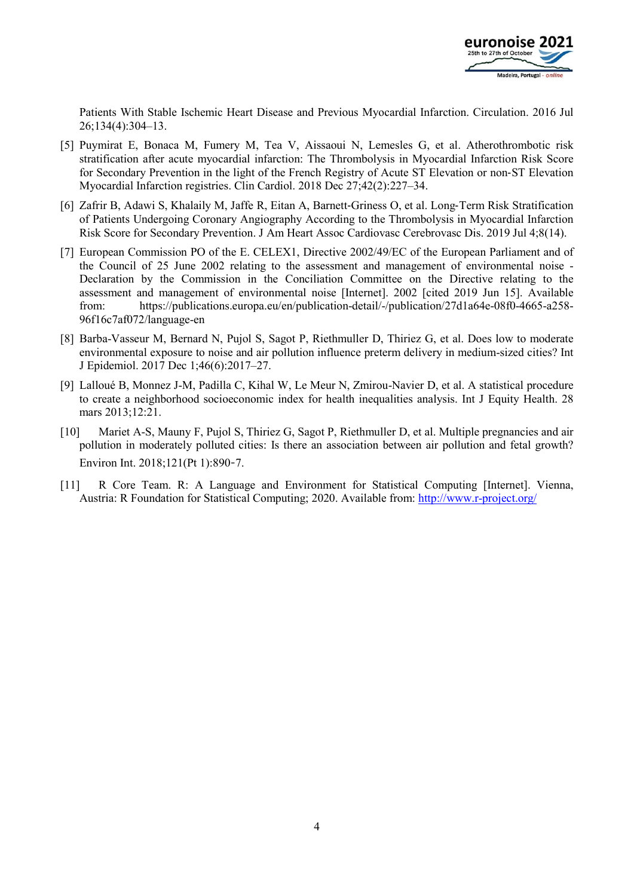Patients With Stable Ischemic Heart Disease and Previous Myocardial Infarction. Circulation. 2016 Jul 26;134(4):304–13.

[5] Puymirat E, Bonaca M, Fumery M, Tea V, Aissaoui N, Lemesles G, et al. Atherothrombotic risk stratification after acute myocardial infarction: The Thrombolysis in Myocardial Infarction Risk Score for Secondary Prevention in the light of the French Registry of Acute ST Elevation or non-ST Elevation Myocardial Infarction registries. Clin Cardiol. 2018 Dec 27;42(2):227–34.

[6] Zafrir B, Adawi S, Khalaily M, Jaffe R, Eitan A, Barnett-Griness O, et al. Long-Term Risk Stratification of Patients Undergoing Coronary Angiography According to the Thrombolysis in Myocardial Infarction Risk Score for Secondary Prevention. J Am Heart Assoc Cardiovasc Cerebrovasc Dis. 2019 Jul 4;8(14).

[7] European Commission PO of the E. CELEX1, Directive 2002/49/EC of the European Parliament and of the Council of 25 June 2002 relating to the assessment and management of environmental noise - Declaration by the Commission in the Conciliation Committee on the Directive relating to the assessment and management of environmental noise [Internet]. 2002 [cited 2019 Jun 15]. Available from: https://publications.europa.eu/en/publication-detail/-/publication/27d1a64e-08f0-4665-a258-96f16c7af072/language-en

[8] Barba-Vasseur M, Bernard N, Pujol S, Sagot P, Riethmuller D, Thiriez G, et al. Does low to moderate environmental exposure to noise and air pollution influence preterm delivery in medium-sized cities? Int J Epidemiol. 2017 Dec 1;46(6):2017–27.

[9] Lalloué B, Monnez J-M, Padilla C, Kihal W, Le Meur N, Zmirou-Navier D, et al. A statistical procedure to create a neighborhood socioeconomic index for health inequalities analysis. Int J Equity Health. 28 mars 2013;12:21.

[10] Mariet A-S, Mauny F, Pujol S, Thiriez G, Sagot P, Riethmuller D, et al. Multiple pregnancies and air pollution in moderately polluted cities: Is there an association between air pollution and fetal growth? Environ Int. 2018;121(Pt 1):890‑7.

[11] R Core Team. R: A Language and Environment for Statistical Computing [Internet]. Vienna, Austria: R Foundation for Statistical Computing; 2020. Available from: http://www.r-project.org/